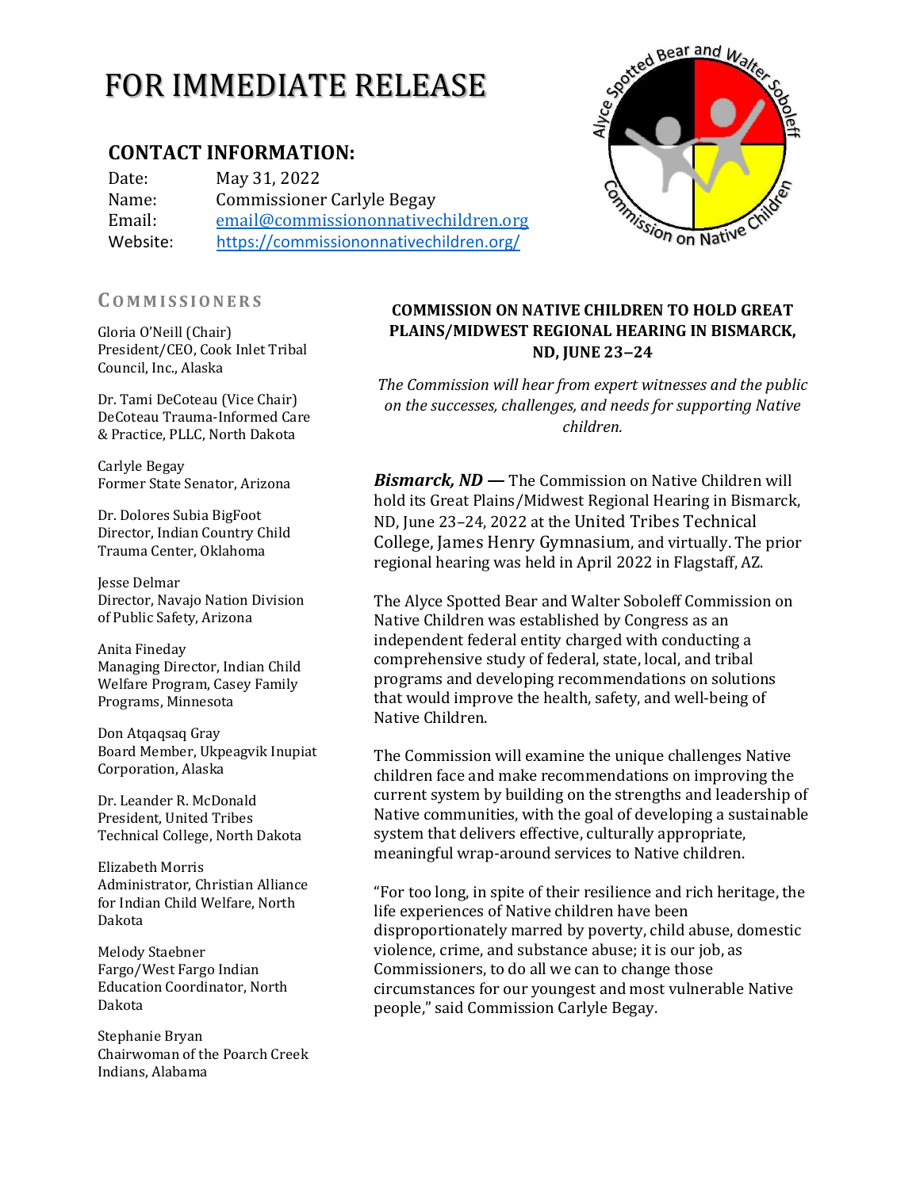# FOR IMMEDIATE RELEASE

## CONTACT INFORMATION:

| | |
|---|---|
| Date: | May 31, 2022 |
| Name: | Commissioner Carlyle Begay |
| Email: | email@commissiononnativechildren.org |
| Website: | https://commissiononnativechildren.org/ |

### COMMISSIONERS

Gloria O'Neill (Chair)
President/CEO, Cook Inlet Tribal Council, Inc., Alaska

Dr. Tami DeCoteau (Vice Chair)
DeCoteau Trauma-Informed Care & Practice, PLLC, North Dakota

Carlyle Begay
Former State Senator, Arizona

Dr. Dolores Subia BigFoot
Director, Indian Country Child Trauma Center, Oklahoma

Jesse Delmar
Director, Navajo Nation Division of Public Safety, Arizona

Anita Fineday
Managing Director, Indian Child Welfare Program, Casey Family Programs, Minnesota

Don Atqaqsaq Gray
Board Member, Ukpeagvik Inupiat Corporation, Alaska

Dr. Leander R. McDonald
President, United Tribes Technical College, North Dakota

Elizabeth Morris
Administrator, Christian Alliance for Indian Child Welfare, North Dakota

Melody Staebner
Fargo/West Fargo Indian Education Coordinator, North Dakota

Stephanie Bryan
Chairwoman of the Poarch Creek Indians, Alabama

**COMMISSION ON NATIVE CHILDREN TO HOLD GREAT PLAINS/MIDWEST REGIONAL HEARING IN BISMARCK, ND, JUNE 23–24**

*The Commission will hear from expert witnesses and the public on the successes, challenges, and needs for supporting Native children.*

***Bismarck, ND* —** The Commission on Native Children will hold its Great Plains/Midwest Regional Hearing in Bismarck, ND, June 23–24, 2022 at the United Tribes Technical College, James Henry Gymnasium, and virtually. The prior regional hearing was held in April 2022 in Flagstaff, AZ.

The Alyce Spotted Bear and Walter Soboleff Commission on Native Children was established by Congress as an independent federal entity charged with conducting a comprehensive study of federal, state, local, and tribal programs and developing recommendations on solutions that would improve the health, safety, and well-being of Native Children.

The Commission will examine the unique challenges Native children face and make recommendations on improving the current system by building on the strengths and leadership of Native communities, with the goal of developing a sustainable system that delivers effective, culturally appropriate, meaningful wrap-around services to Native children.

"For too long, in spite of their resilience and rich heritage, the life experiences of Native children have been disproportionately marred by poverty, child abuse, domestic violence, crime, and substance abuse; it is our job, as Commissioners, to do all we can to change those circumstances for our youngest and most vulnerable Native people," said Commission Carlyle Begay.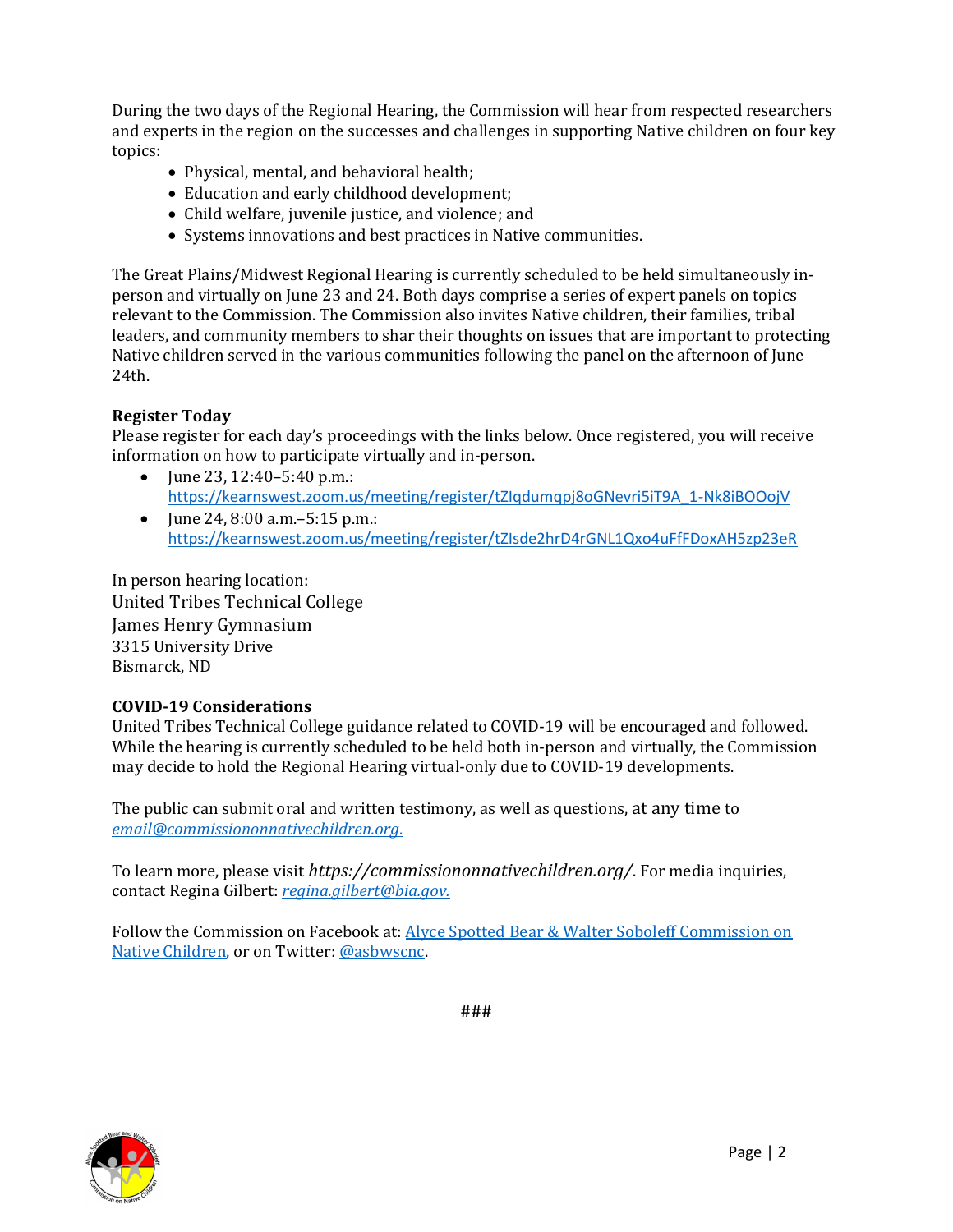During the two days of the Regional Hearing, the Commission will hear from respected researchers and experts in the region on the successes and challenges in supporting Native children on four key topics:

- Physical, mental, and behavioral health;
- Education and early childhood development;
- Child welfare, juvenile justice, and violence; and
- Systems innovations and best practices in Native communities.

The Great Plains/Midwest Regional Hearing is currently scheduled to be held simultaneously in-person and virtually on June 23 and 24. Both days comprise a series of expert panels on topics relevant to the Commission. The Commission also invites Native children, their families, tribal leaders, and community members to shar their thoughts on issues that are important to protecting Native children served in the various communities following the panel on the afternoon of June 24th.

**Register Today**
Please register for each day's proceedings with the links below. Once registered, you will receive information on how to participate virtually and in-person.

- June 23, 12:40–5:40 p.m.: https://kearnswest.zoom.us/meeting/register/tZIqdumqpj8oGNevri5iT9A_1-Nk8iBOOojV
- June 24, 8:00 a.m.–5:15 p.m.: https://kearnswest.zoom.us/meeting/register/tZIsde2hrD4rGNL1Qxo4uFfFDoxAH5zp23eR

In person hearing location:
United Tribes Technical College
James Henry Gymnasium
3315 University Drive
Bismarck, ND

**COVID-19 Considerations**
United Tribes Technical College guidance related to COVID-19 will be encouraged and followed. While the hearing is currently scheduled to be held both in-person and virtually, the Commission may decide to hold the Regional Hearing virtual-only due to COVID-19 developments.

The public can submit oral and written testimony, as well as questions, at any time to *email@commissiononnativechildren.org.*

To learn more, please visit *https://commissiononnativechildren.org/*. For media inquiries, contact Regina Gilbert: *regina.gilbert@bia.gov.*

Follow the Commission on Facebook at: Alyce Spotted Bear & Walter Soboleff Commission on Native Children, or on Twitter: @asbwscnc.

###